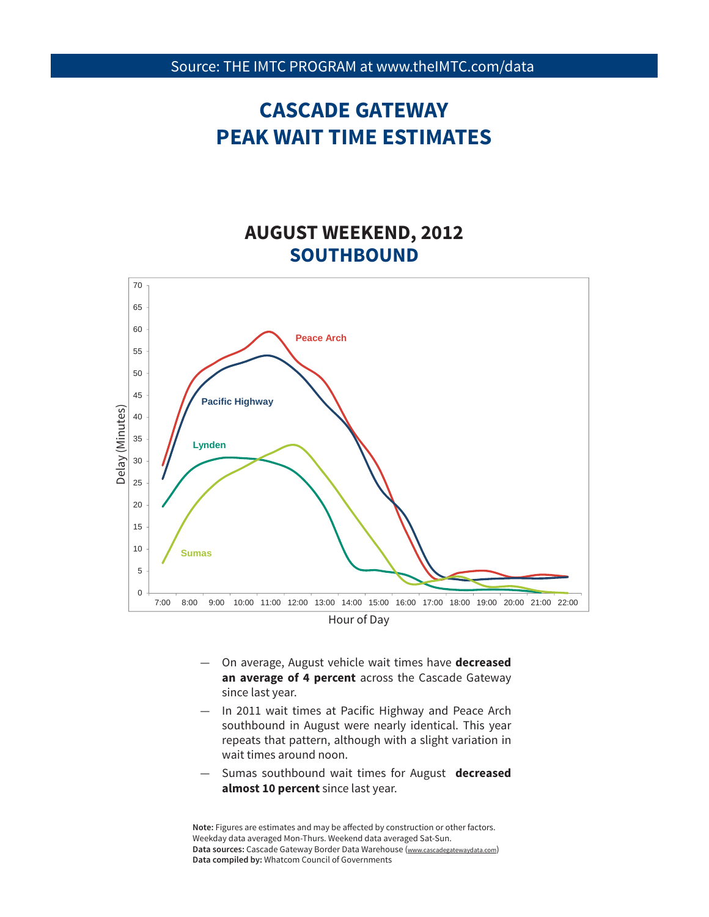Source: THE IMTC PROGRAM at www.theIMTC.com/data

# CASCADE GATEWAY
# PEAK WAIT TIME ESTIMATES

## AUGUST WEEKEND, 2012
## SOUTHBOUND

- On average, August vehicle wait times have **decreased an average of 4 percent** across the Cascade Gateway since last year.
- In 2011 wait times at Pacific Highway and Peace Arch southbound in August were nearly identical. This year repeats that pattern, although with a slight variation in wait times around noon.
- Sumas southbound wait times for August **decreased almost 10 percent** since last year.

**Note:** Figures are estimates and may be affected by construction or other factors. Weekday data averaged Mon-Thurs. Weekend data averaged Sat-Sun.
**Data sources:** Cascade Gateway Border Data Warehouse (www.cascadegatewaydata.com)
**Data compiled by:** Whatcom Council of Governments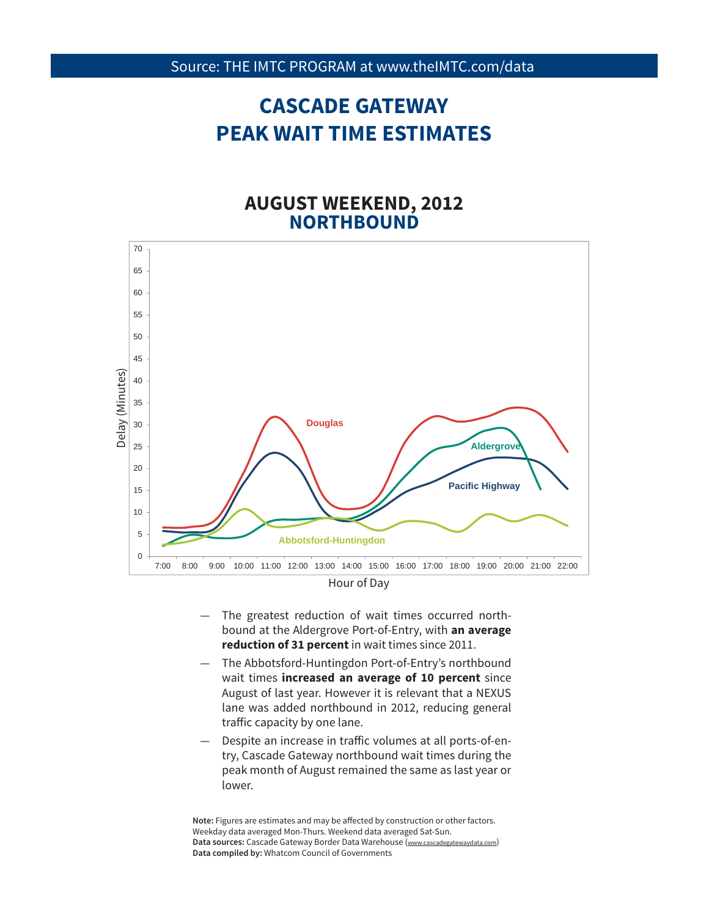Source: THE IMTC PROGRAM at www.theIMTC.com/data

# CASCADE GATEWAY PEAK WAIT TIME ESTIMATES

## AUGUST WEEKEND, 2012
## NORTHBOUND

— The greatest reduction of wait times occurred northbound at the Aldergrove Port-of-Entry, with **an average reduction of 31 percent** in wait times since 2011.

— The Abbotsford-Huntingdon Port-of-Entry's northbound wait times **increased an average of 10 percent** since August of last year. However it is relevant that a NEXUS lane was added northbound in 2012, reducing general traffic capacity by one lane.

— Despite an increase in traffic volumes at all ports-of-entry, Cascade Gateway northbound wait times during the peak month of August remained the same as last year or lower.

**Note:** Figures are estimates and may be affected by construction or other factors. Weekday data averaged Mon-Thurs. Weekend data averaged Sat-Sun.
**Data sources:** Cascade Gateway Border Data Warehouse (www.cascadegatewaydata.com)
**Data compiled by:** Whatcom Council of Governments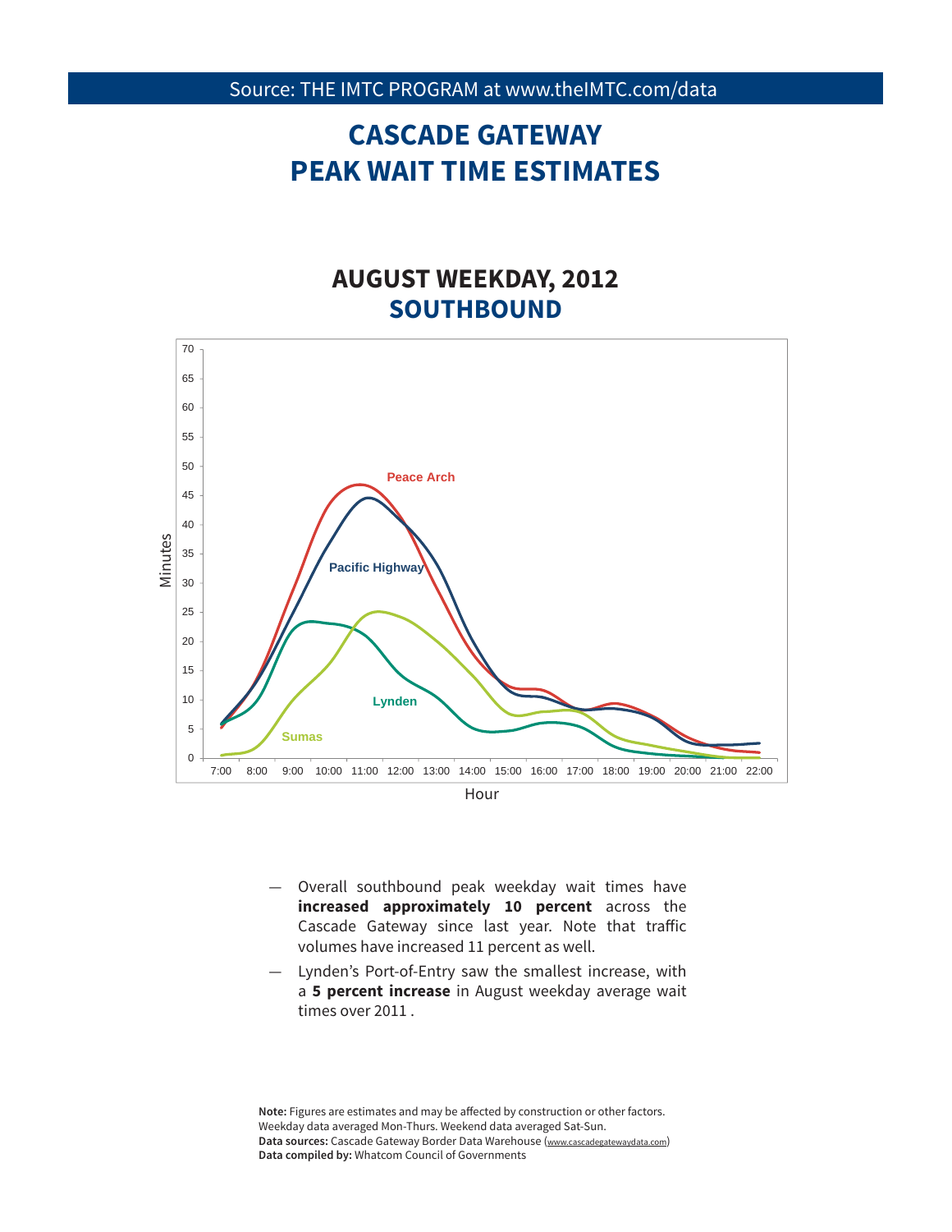Source: THE IMTC PROGRAM at www.theIMTC.com/data

# CASCADE GATEWAY PEAK WAIT TIME ESTIMATES

## AUGUST WEEKDAY, 2012
## SOUTHBOUND

— Overall southbound peak weekday wait times have **increased approximately 10 percent** across the Cascade Gateway since last year. Note that traffic volumes have increased 11 percent as well.

— Lynden's Port-of-Entry saw the smallest increase, with a **5 percent increase** in August weekday average wait times over 2011 .

**Note:** Figures are estimates and may be affected by construction or other factors.
Weekday data averaged Mon-Thurs. Weekend data averaged Sat-Sun.
**Data sources:** Cascade Gateway Border Data Warehouse (www.cascadegatewaydata.com)
**Data compiled by:** Whatcom Council of Governments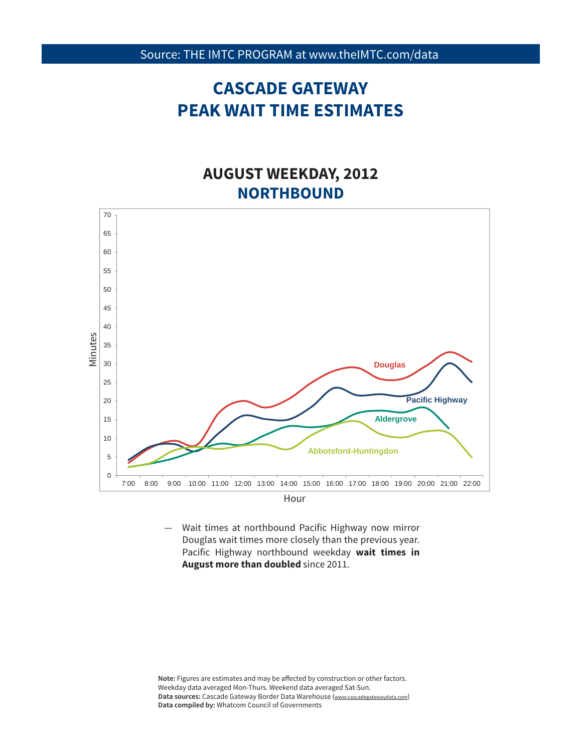Source: THE IMTC PROGRAM at www.theIMTC.com/data

# CASCADE GATEWAY PEAK WAIT TIME ESTIMATES

## AUGUST WEEKDAY, 2012
## NORTHBOUND

— Wait times at northbound Pacific Highway now mirror Douglas wait times more closely than the previous year. Pacific Highway northbound weekday **wait times in August more than doubled** since 2011.

**Note:** Figures are estimates and may be affected by construction or other factors.
Weekday data averaged Mon-Thurs. Weekend data averaged Sat-Sun.
**Data sources:** Cascade Gateway Border Data Warehouse (www.cascadegatewaydata.com)
**Data compiled by:** Whatcom Council of Governments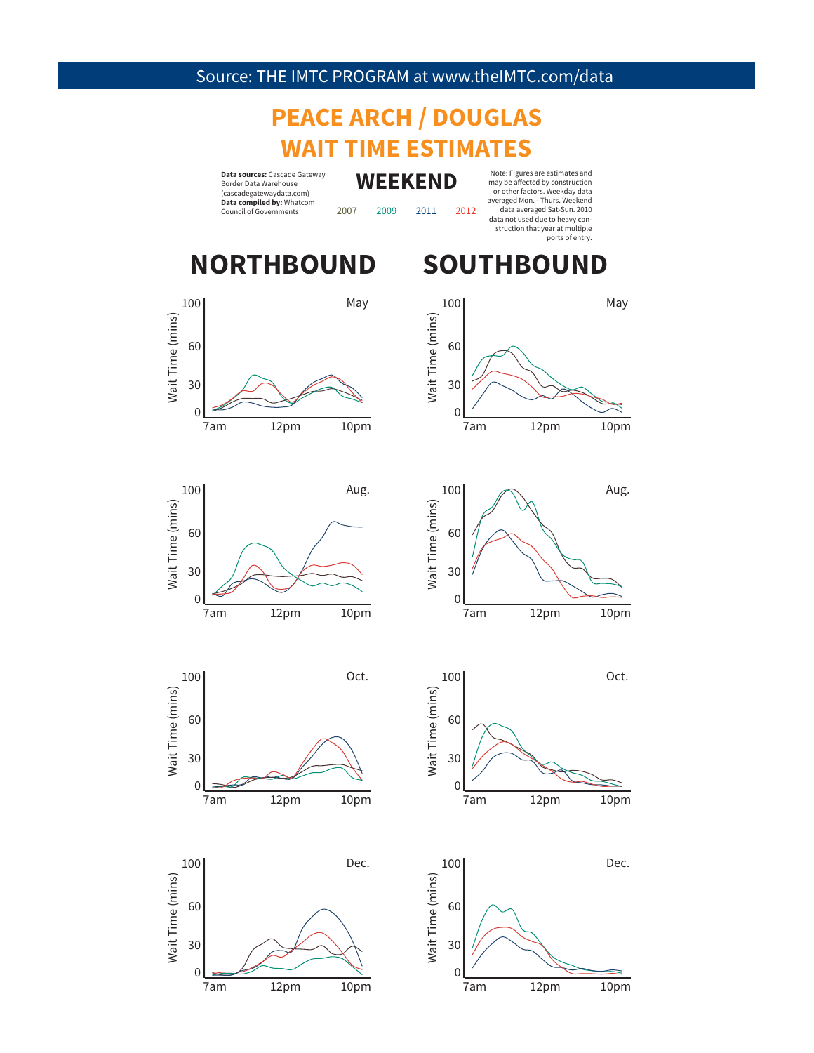Source: THE IMTC PROGRAM at www.theIMTC.com/data

# PEACE ARCH / DOUGLAS WAIT TIME ESTIMATES

**Data sources:** Cascade Gateway Border Data Warehouse (cascadegatewaydata.com)
**Data compiled by:** Whatcom Council of Governments

## WEEKEND

2007 2009 2011 2012

Note: Figures are estimates and may be affected by construction or other factors. Weekday data averaged Mon. - Thurs. Weekend data averaged Sat-Sun. 2010 data not used due to heavy construction that year at multiple ports of entry.

## NORTHBOUND

May

Wait Time (mins): 100, 60, 30, 0

7am 12pm 10pm

Aug.

Wait Time (mins): 100, 60, 30, 0

7am 12pm 10pm

Oct.

Wait Time (mins): 100, 60, 30, 0

7am 12pm 10pm

Dec.

Wait Time (mins): 100, 60, 30, 0

7am 12pm 10pm

## SOUTHBOUND

May

Wait Time (mins): 100, 60, 30, 0

7am 12pm 10pm

Aug.

Wait Time (mins): 100, 60, 30, 0

7am 12pm 10pm

Oct.

Wait Time (mins): 100, 60, 30, 0

7am 12pm 10pm

Dec.

Wait Time (mins): 100, 60, 30, 0

7am 12pm 10pm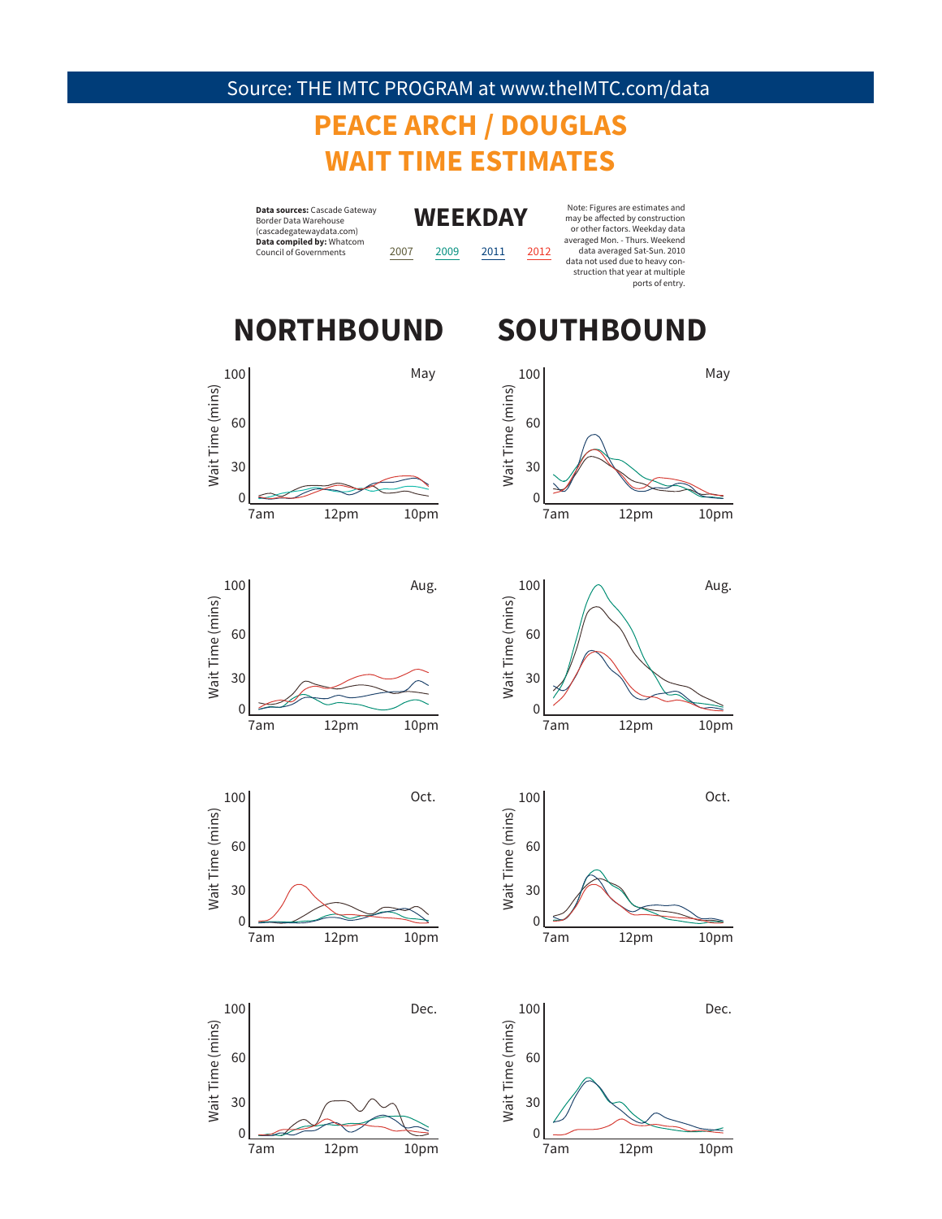Source: THE IMTC PROGRAM at www.theIMTC.com/data

# PEACE ARCH / DOUGLAS WAIT TIME ESTIMATES

**Data sources:** Cascade Gateway Border Data Warehouse (cascadegatewaydata.com)
**Data compiled by:** Whatcom Council of Governments

## WEEKDAY

2007 2009 2011 2012

Note: Figures are estimates and may be affected by construction or other factors. Weekday data averaged Mon. - Thurs. Weekend data averaged Sat-Sun. 2010 data not used due to heavy construction that year at multiple ports of entry.

## NORTHBOUND

May

Aug.

Oct.

Dec.

## SOUTHBOUND

May

Aug.

Oct.

Dec.

Wait Time (mins): 0, 30, 60, 100

7am 12pm 10pm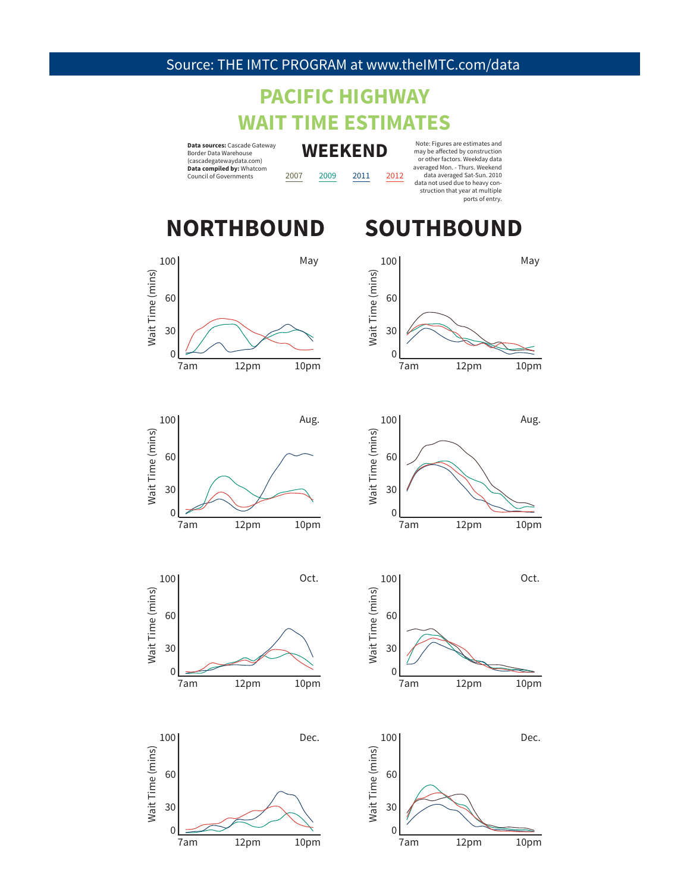Source: THE IMTC PROGRAM at www.theIMTC.com/data

# PACIFIC HIGHWAY WAIT TIME ESTIMATES

**Data sources:** Cascade Gateway Border Data Warehouse (cascadegatewaydata.com)
**Data compiled by:** Whatcom Council of Governments

## WEEKEND

2007 2009 2011 2012

Note: Figures are estimates and may be affected by construction or other factors. Weekday data averaged Mon. - Thurs. Weekend data averaged Sat-Sun. 2010 data not used due to heavy construction that year at multiple ports of entry.

## NORTHBOUND

May

Wait Time (mins): 0, 30, 60, 100
7am, 12pm, 10pm

Aug.

Wait Time (mins): 0, 30, 60, 100
7am, 12pm, 10pm

Oct.

Wait Time (mins): 0, 30, 60, 100
7am, 12pm, 10pm

Dec.

Wait Time (mins): 0, 30, 60, 100
7am, 12pm, 10pm

## SOUTHBOUND

May

Wait Time (mins): 0, 30, 60, 100
7am, 12pm, 10pm

Aug.

Wait Time (mins): 0, 30, 60, 100
7am, 12pm, 10pm

Oct.

Wait Time (mins): 0, 30, 60, 100
7am, 12pm, 10pm

Dec.

Wait Time (mins): 0, 30, 60, 100
7am, 12pm, 10pm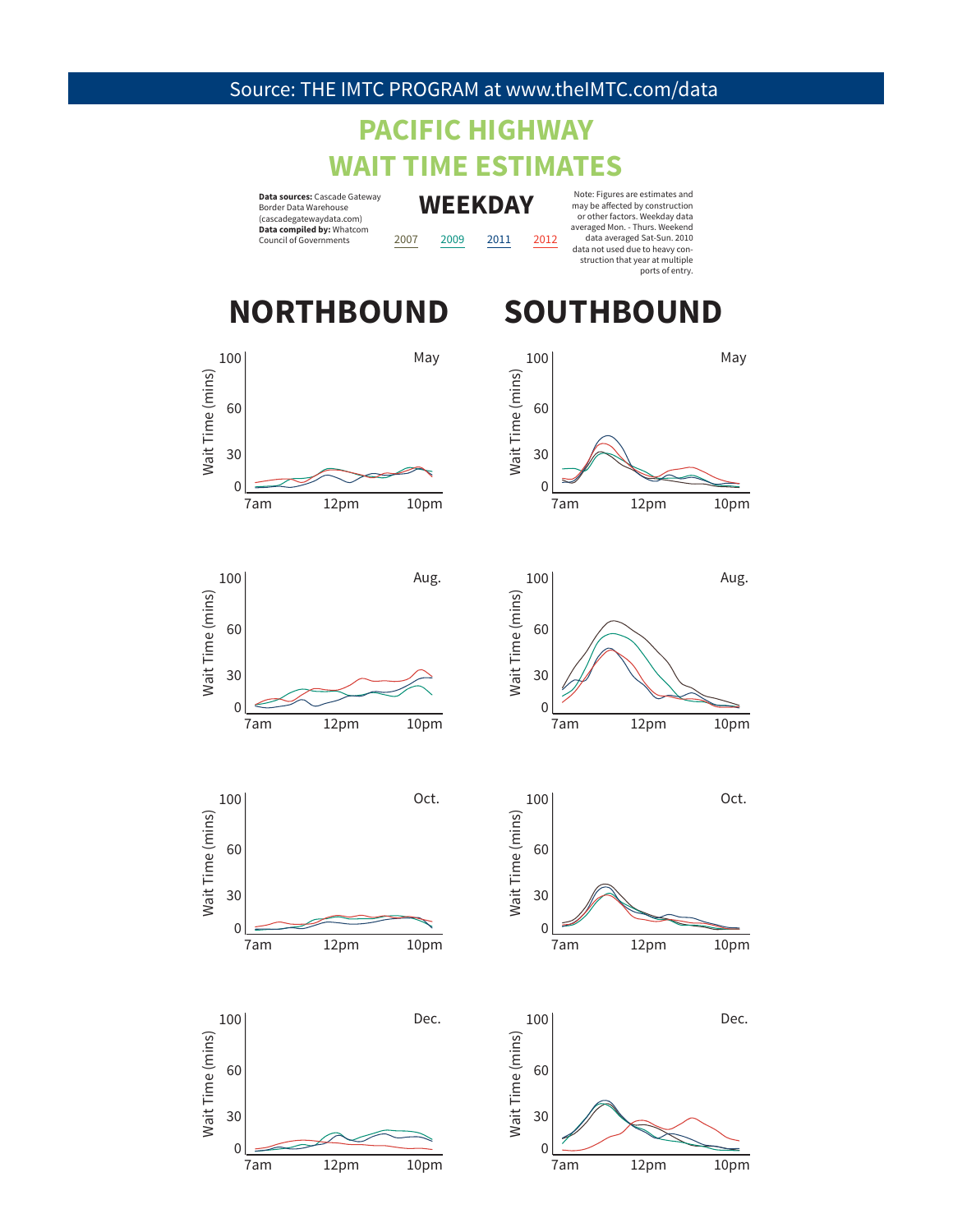Source: THE IMTC PROGRAM at www.theIMTC.com/data

# PACIFIC HIGHWAY WAIT TIME ESTIMATES

**Data sources:** Cascade Gateway Border Data Warehouse (cascadegatewaydata.com)
**Data compiled by:** Whatcom Council of Governments

## WEEKDAY

2007 2009 2011 2012

Note: Figures are estimates and may be affected by construction or other factors. Weekday data averaged Mon. - Thurs. Weekend data averaged Sat-Sun. 2010 data not used due to heavy construction that year at multiple ports of entry.

## NORTHBOUND

May

Aug.

Oct.

Dec.

Wait Time (mins): 0, 30, 60, 100
7am, 12pm, 10pm

## SOUTHBOUND

May

Aug.

Oct.

Dec.

Wait Time (mins): 0, 30, 60, 100
7am, 12pm, 10pm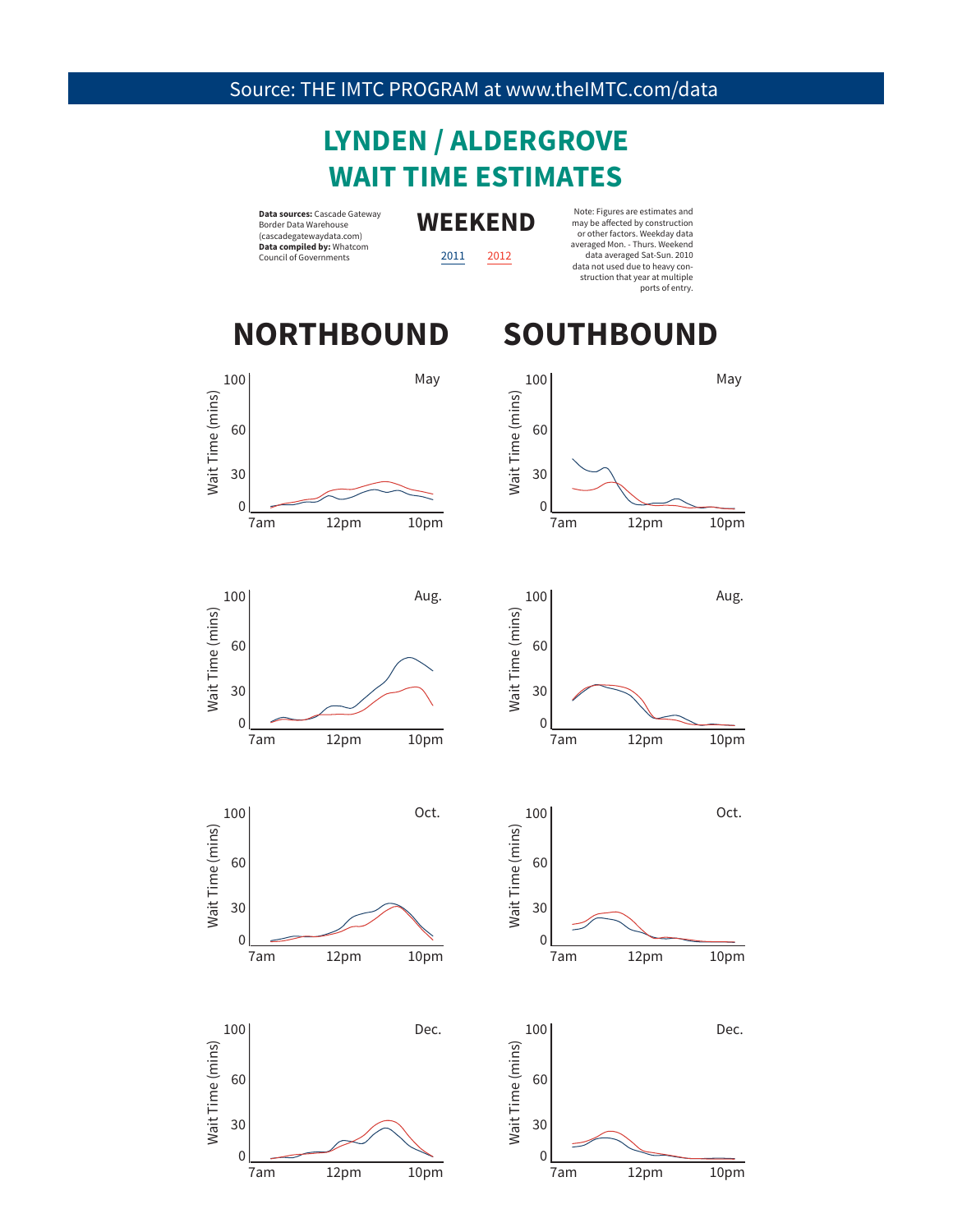Source: THE IMTC PROGRAM at www.theIMTC.com/data

# LYNDEN / ALDERGROVE WAIT TIME ESTIMATES

**Data sources:** Cascade Gateway Border Data Warehouse (cascadegatewaydata.com)
**Data compiled by:** Whatcom Council of Governments

## WEEKEND

2011 2012

Note: Figures are estimates and may be affected by construction or other factors. Weekday data averaged Mon. - Thurs. Weekend data averaged Sat-Sun. 2010 data not used due to heavy construction that year at multiple ports of entry.

## NORTHBOUND

May

Aug.

Oct.

Dec.

## SOUTHBOUND

May

Aug.

Oct.

Dec.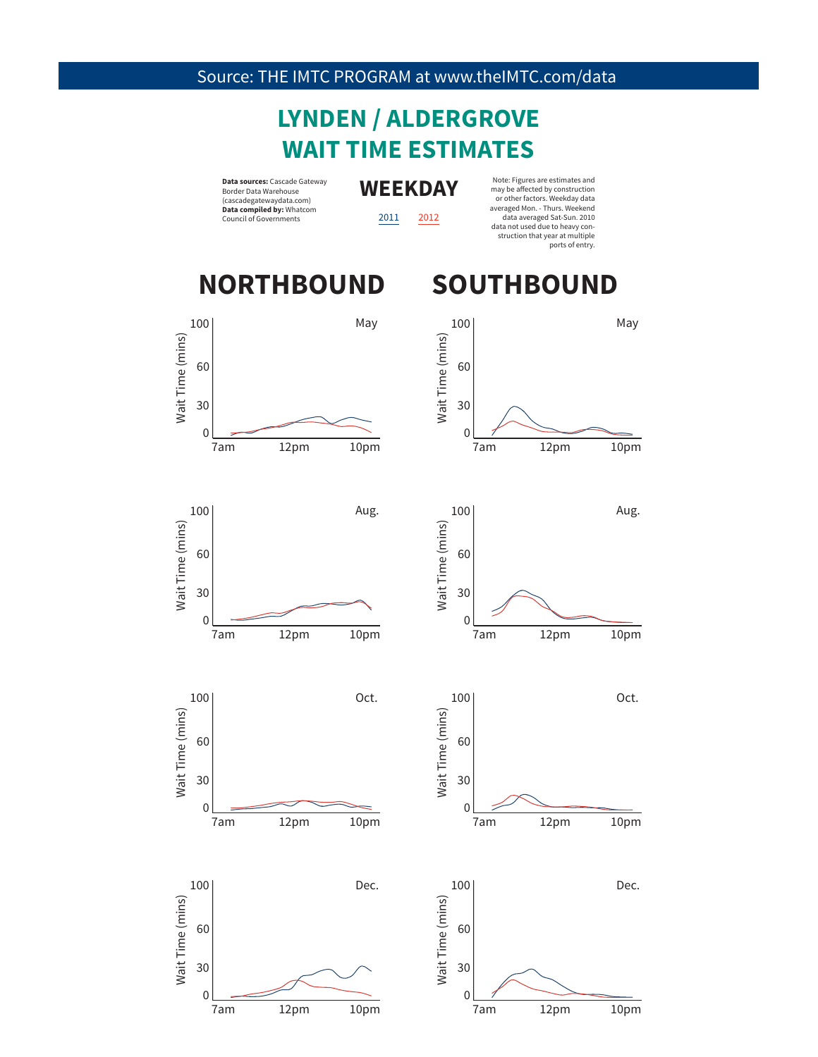Source: THE IMTC PROGRAM at www.theIMTC.com/data

# LYNDEN / ALDERGROVE WAIT TIME ESTIMATES

**Data sources:** Cascade Gateway Border Data Warehouse (cascadegatewaydata.com)
**Data compiled by:** Whatcom Council of Governments

## WEEKDAY

2011 2012

Note: Figures are estimates and may be affected by construction or other factors. Weekday data averaged Mon. - Thurs. Weekend data averaged Sat-Sun. 2010 data not used due to heavy construction that year at multiple ports of entry.

## NORTHBOUND

## SOUTHBOUND

May

Aug.

Oct.

Dec.

Wait Time (mins)

100 60 30 0

7am 12pm 10pm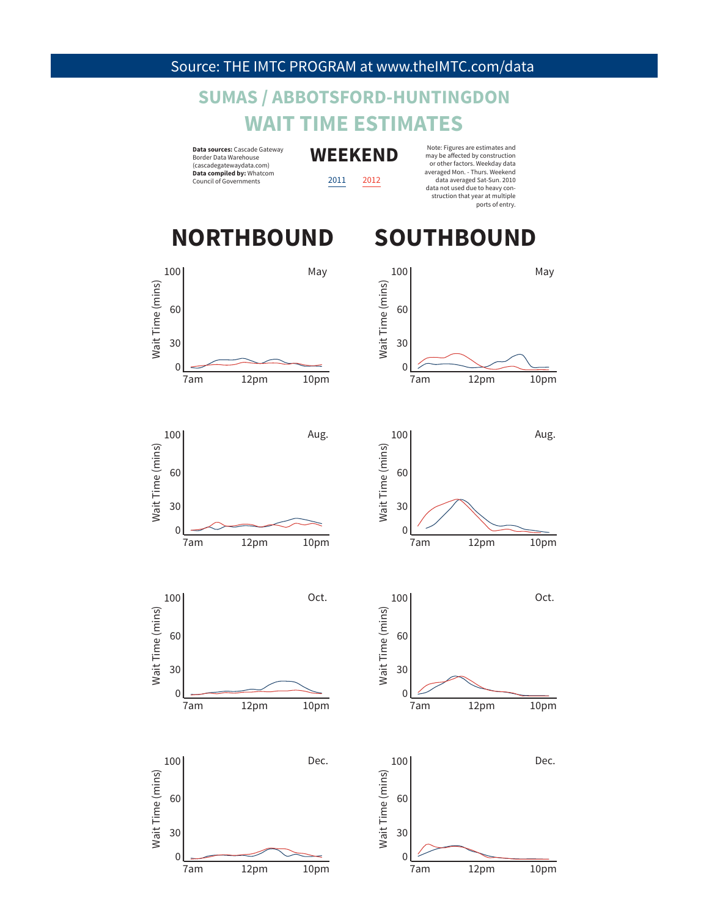Source: THE IMTC PROGRAM at www.theIMTC.com/data

# SUMAS / ABBOTSFORD-HUNTINGDON
# WAIT TIME ESTIMATES

**Data sources:** Cascade Gateway Border Data Warehouse (cascadegatewaydata.com)
**Data compiled by:** Whatcom Council of Governments

## WEEKEND

2011 2012

Note: Figures are estimates and may be affected by construction or other factors. Weekday data averaged Mon. - Thurs. Weekend data averaged Sat-Sun. 2010 data not used due to heavy construction that year at multiple ports of entry.

## NORTHBOUND

May

Aug.

Oct.

Dec.

## SOUTHBOUND

May

Aug.

Oct.

Dec.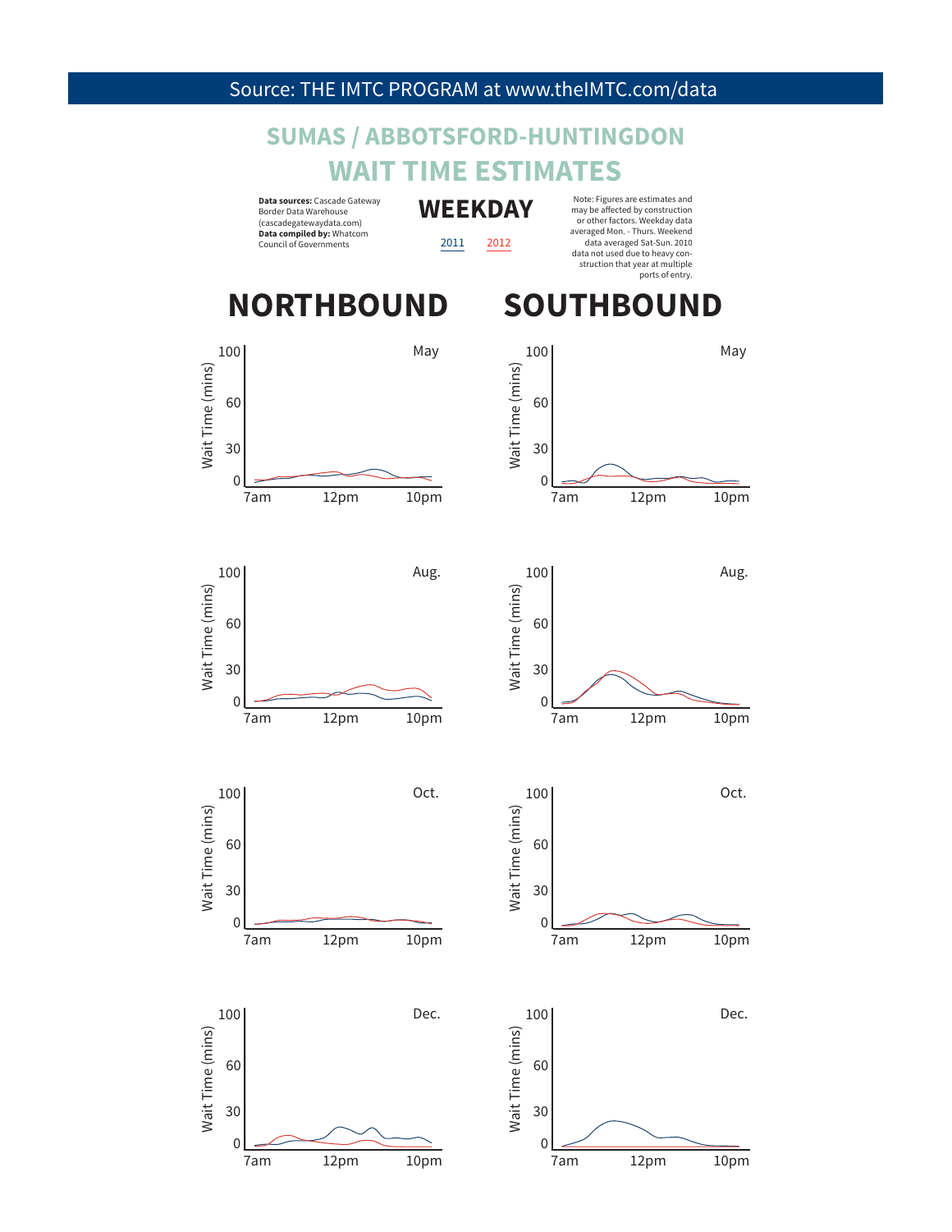Source: THE IMTC PROGRAM at www.theIMTC.com/data

# SUMAS / ABBOTSFORD-HUNTINGDON
# WAIT TIME ESTIMATES

**Data sources:** Cascade Gateway Border Data Warehouse (cascadegatewaydata.com)
**Data compiled by:** Whatcom Council of Governments

## WEEKDAY

2011 2012

Note: Figures are estimates and may be affected by construction or other factors. Weekday data averaged Mon. - Thurs. Weekend data averaged Sat-Sun. 2010 data not used due to heavy construction that year at multiple ports of entry.

## NORTHBOUND

May
Wait Time (mins)
100
60
30
0
7am 12pm 10pm

Aug.
Wait Time (mins)
100
60
30
0
7am 12pm 10pm

Oct.
Wait Time (mins)
100
60
30
0
7am 12pm 10pm

Dec.
Wait Time (mins)
100
60
30
0
7am 12pm 10pm

## SOUTHBOUND

May
Wait Time (mins)
100
60
30
0
7am 12pm 10pm

Aug.
Wait Time (mins)
100
60
30
0
7am 12pm 10pm

Oct.
Wait Time (mins)
100
60
30
0
7am 12pm 10pm

Dec.
Wait Time (mins)
100
60
30
0
7am 12pm 10pm